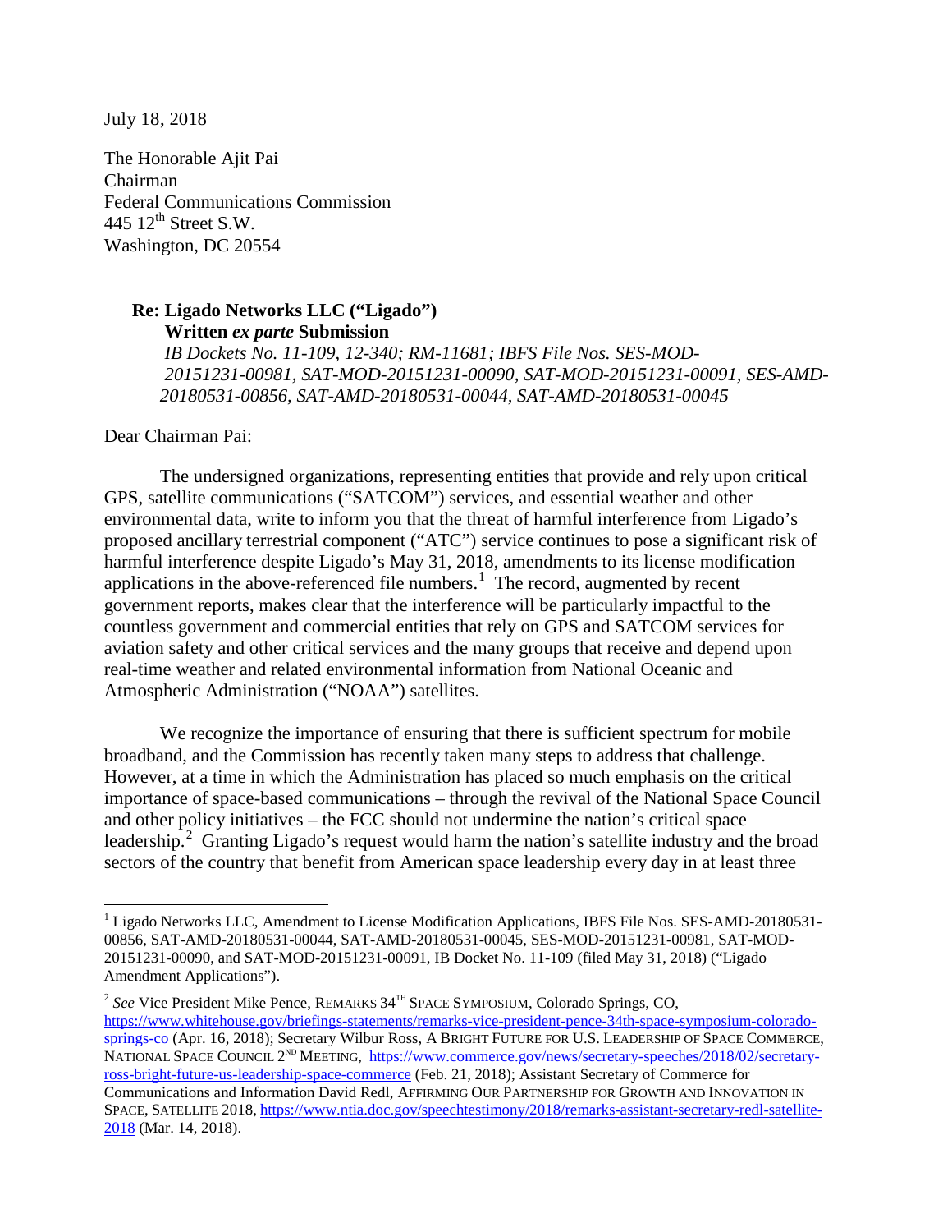July 18, 2018

The Honorable Ajit Pai
Chairman
Federal Communications Commission
445 12th Street S.W.
Washington, DC 20554

**Re: Ligado Networks LLC ("Ligado")**
**Written *ex parte* Submission**
*IB Dockets No. 11-109, 12-340; RM-11681; IBFS File Nos. SES-MOD-20151231-00981, SAT-MOD-20151231-00090, SAT-MOD-20151231-00091, SES-AMD-20180531-00856, SAT-AMD-20180531-00044, SAT-AMD-20180531-00045*

Dear Chairman Pai:

The undersigned organizations, representing entities that provide and rely upon critical GPS, satellite communications ("SATCOM") services, and essential weather and other environmental data, write to inform you that the threat of harmful interference from Ligado's proposed ancillary terrestrial component ("ATC") service continues to pose a significant risk of harmful interference despite Ligado's May 31, 2018, amendments to its license modification applications in the above-referenced file numbers.[1] The record, augmented by recent government reports, makes clear that the interference will be particularly impactful to the countless government and commercial entities that rely on GPS and SATCOM services for aviation safety and other critical services and the many groups that receive and depend upon real-time weather and related environmental information from National Oceanic and Atmospheric Administration ("NOAA") satellites.

We recognize the importance of ensuring that there is sufficient spectrum for mobile broadband, and the Commission has recently taken many steps to address that challenge. However, at a time in which the Administration has placed so much emphasis on the critical importance of space-based communications – through the revival of the National Space Council and other policy initiatives – the FCC should not undermine the nation's critical space leadership.[2] Granting Ligado's request would harm the nation's satellite industry and the broad sectors of the country that benefit from American space leadership every day in at least three

---

[1] Ligado Networks LLC, Amendment to License Modification Applications, IBFS File Nos. SES-AMD-20180531-00856, SAT-AMD-20180531-00044, SAT-AMD-20180531-00045, SES-MOD-20151231-00981, SAT-MOD-20151231-00090, and SAT-MOD-20151231-00091, IB Docket No. 11-109 (filed May 31, 2018) ("Ligado Amendment Applications").

[2] *See* Vice President Mike Pence, REMARKS 34TH SPACE SYMPOSIUM, Colorado Springs, CO, https://www.whitehouse.gov/briefings-statements/remarks-vice-president-pence-34th-space-symposium-colorado-springs-co (Apr. 16, 2018); Secretary Wilbur Ross, A BRIGHT FUTURE FOR U.S. LEADERSHIP OF SPACE COMMERCE, NATIONAL SPACE COUNCIL 2ND MEETING, https://www.commerce.gov/news/secretary-speeches/2018/02/secretary-ross-bright-future-us-leadership-space-commerce (Feb. 21, 2018); Assistant Secretary of Commerce for Communications and Information David Redl, AFFIRMING OUR PARTNERSHIP FOR GROWTH AND INNOVATION IN SPACE, SATELLITE 2018, https://www.ntia.doc.gov/speechtestimony/2018/remarks-assistant-secretary-redl-satellite-2018 (Mar. 14, 2018).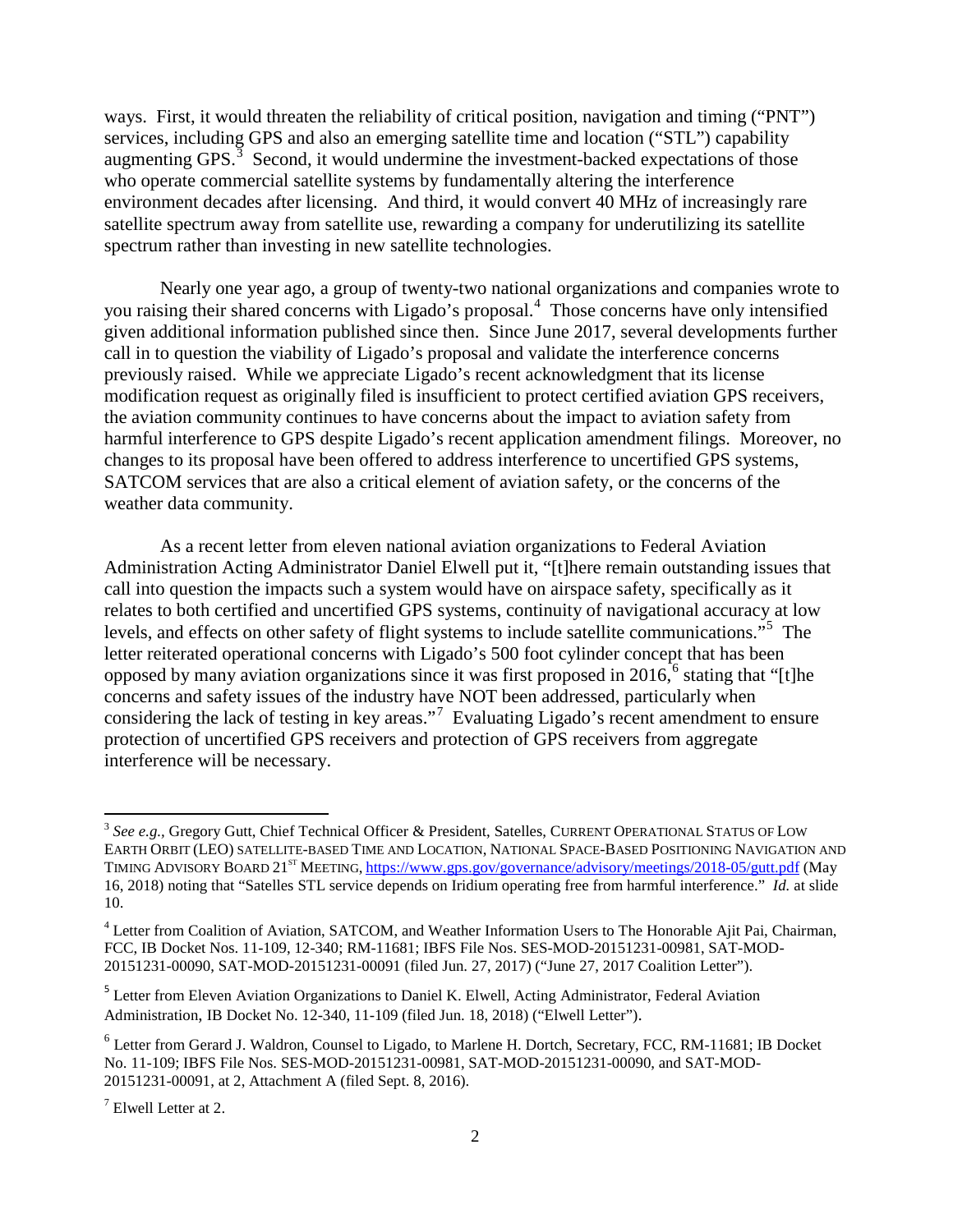ways. First, it would threaten the reliability of critical position, navigation and timing ("PNT") services, including GPS and also an emerging satellite time and location ("STL") capability augmenting GPS.[3] Second, it would undermine the investment-backed expectations of those who operate commercial satellite systems by fundamentally altering the interference environment decades after licensing. And third, it would convert 40 MHz of increasingly rare satellite spectrum away from satellite use, rewarding a company for underutilizing its satellite spectrum rather than investing in new satellite technologies.

Nearly one year ago, a group of twenty-two national organizations and companies wrote to you raising their shared concerns with Ligado's proposal.[4] Those concerns have only intensified given additional information published since then. Since June 2017, several developments further call in to question the viability of Ligado's proposal and validate the interference concerns previously raised. While we appreciate Ligado's recent acknowledgment that its license modification request as originally filed is insufficient to protect certified aviation GPS receivers, the aviation community continues to have concerns about the impact to aviation safety from harmful interference to GPS despite Ligado's recent application amendment filings. Moreover, no changes to its proposal have been offered to address interference to uncertified GPS systems, SATCOM services that are also a critical element of aviation safety, or the concerns of the weather data community.

As a recent letter from eleven national aviation organizations to Federal Aviation Administration Acting Administrator Daniel Elwell put it, "[t]here remain outstanding issues that call into question the impacts such a system would have on airspace safety, specifically as it relates to both certified and uncertified GPS systems, continuity of navigational accuracy at low levels, and effects on other safety of flight systems to include satellite communications."[5] The letter reiterated operational concerns with Ligado's 500 foot cylinder concept that has been opposed by many aviation organizations since it was first proposed in 2016,[6] stating that "[t]he concerns and safety issues of the industry have NOT been addressed, particularly when considering the lack of testing in key areas."[7] Evaluating Ligado's recent amendment to ensure protection of uncertified GPS receivers and protection of GPS receivers from aggregate interference will be necessary.

---

[3] *See e.g.*, Gregory Gutt, Chief Technical Officer & President, Satelles, CURRENT OPERATIONAL STATUS OF LOW EARTH ORBIT (LEO) SATELLITE-BASED TIME AND LOCATION, NATIONAL SPACE-BASED POSITIONING NAVIGATION AND TIMING ADVISORY BOARD 21[ST] MEETING, https://www.gps.gov/governance/advisory/meetings/2018-05/gutt.pdf (May 16, 2018) noting that "Satelles STL service depends on Iridium operating free from harmful interference." *Id.* at slide 10.

[4] Letter from Coalition of Aviation, SATCOM, and Weather Information Users to The Honorable Ajit Pai, Chairman, FCC, IB Docket Nos. 11-109, 12-340; RM-11681; IBFS File Nos. SES-MOD-20151231-00981, SAT-MOD-20151231-00090, SAT-MOD-20151231-00091 (filed Jun. 27, 2017) ("June 27, 2017 Coalition Letter").

[5] Letter from Eleven Aviation Organizations to Daniel K. Elwell, Acting Administrator, Federal Aviation Administration, IB Docket No. 12-340, 11-109 (filed Jun. 18, 2018) ("Elwell Letter").

[6] Letter from Gerard J. Waldron, Counsel to Ligado, to Marlene H. Dortch, Secretary, FCC, RM-11681; IB Docket No. 11-109; IBFS File Nos. SES-MOD-20151231-00981, SAT-MOD-20151231-00090, and SAT-MOD-20151231-00091, at 2, Attachment A (filed Sept. 8, 2016).

[7] Elwell Letter at 2.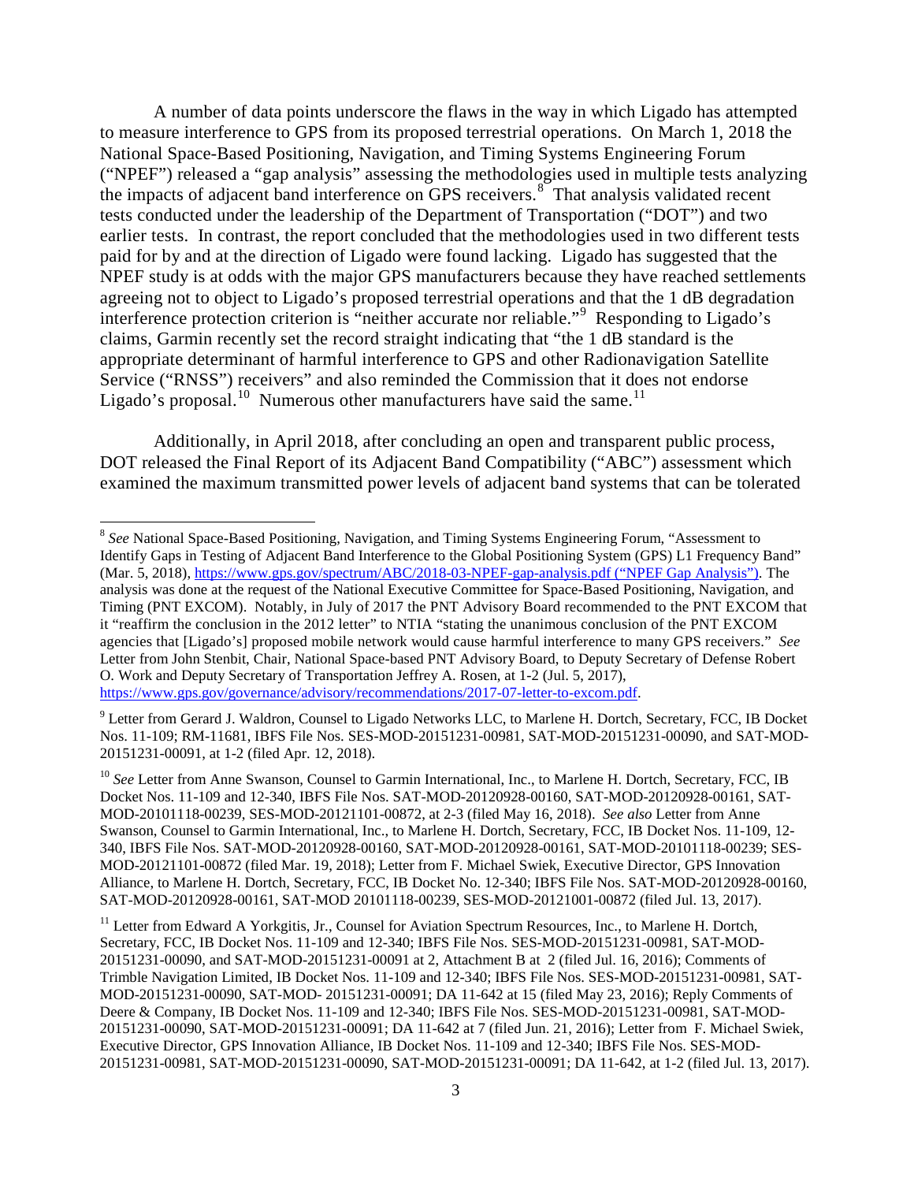A number of data points underscore the flaws in the way in which Ligado has attempted to measure interference to GPS from its proposed terrestrial operations. On March 1, 2018 the National Space-Based Positioning, Navigation, and Timing Systems Engineering Forum ("NPEF") released a "gap analysis" assessing the methodologies used in multiple tests analyzing the impacts of adjacent band interference on GPS receivers.[8] That analysis validated recent tests conducted under the leadership of the Department of Transportation ("DOT") and two earlier tests. In contrast, the report concluded that the methodologies used in two different tests paid for by and at the direction of Ligado were found lacking. Ligado has suggested that the NPEF study is at odds with the major GPS manufacturers because they have reached settlements agreeing not to object to Ligado's proposed terrestrial operations and that the 1 dB degradation interference protection criterion is "neither accurate nor reliable."[9] Responding to Ligado's claims, Garmin recently set the record straight indicating that "the 1 dB standard is the appropriate determinant of harmful interference to GPS and other Radionavigation Satellite Service ("RNSS") receivers" and also reminded the Commission that it does not endorse Ligado's proposal.[10] Numerous other manufacturers have said the same.[11]

Additionally, in April 2018, after concluding an open and transparent public process, DOT released the Final Report of its Adjacent Band Compatibility ("ABC") assessment which examined the maximum transmitted power levels of adjacent band systems that can be tolerated

---

[8] *See* National Space-Based Positioning, Navigation, and Timing Systems Engineering Forum, "Assessment to Identify Gaps in Testing of Adjacent Band Interference to the Global Positioning System (GPS) L1 Frequency Band" (Mar. 5, 2018), https://www.gps.gov/spectrum/ABC/2018-03-NPEF-gap-analysis.pdf ("NPEF Gap Analysis"). The analysis was done at the request of the National Executive Committee for Space-Based Positioning, Navigation, and Timing (PNT EXCOM). Notably, in July of 2017 the PNT Advisory Board recommended to the PNT EXCOM that it "reaffirm the conclusion in the 2012 letter" to NTIA "stating the unanimous conclusion of the PNT EXCOM agencies that [Ligado's] proposed mobile network would cause harmful interference to many GPS receivers." *See* Letter from John Stenbit, Chair, National Space-based PNT Advisory Board, to Deputy Secretary of Defense Robert O. Work and Deputy Secretary of Transportation Jeffrey A. Rosen, at 1-2 (Jul. 5, 2017), https://www.gps.gov/governance/advisory/recommendations/2017-07-letter-to-excom.pdf.

[9] Letter from Gerard J. Waldron, Counsel to Ligado Networks LLC, to Marlene H. Dortch, Secretary, FCC, IB Docket Nos. 11-109; RM-11681, IBFS File Nos. SES-MOD-20151231-00981, SAT-MOD-20151231-00090, and SAT-MOD-20151231-00091, at 1-2 (filed Apr. 12, 2018).

[10] *See* Letter from Anne Swanson, Counsel to Garmin International, Inc., to Marlene H. Dortch, Secretary, FCC, IB Docket Nos. 11-109 and 12-340, IBFS File Nos. SAT-MOD-20120928-00160, SAT-MOD-20120928-00161, SAT-MOD-20101118-00239, SES-MOD-20121101-00872, at 2-3 (filed May 16, 2018). *See also* Letter from Anne Swanson, Counsel to Garmin International, Inc., to Marlene H. Dortch, Secretary, FCC, IB Docket Nos. 11-109, 12-340, IBFS File Nos. SAT-MOD-20120928-00160, SAT-MOD-20120928-00161, SAT-MOD-20101118-00239; SES-MOD-20121101-00872 (filed Mar. 19, 2018); Letter from F. Michael Swiek, Executive Director, GPS Innovation Alliance, to Marlene H. Dortch, Secretary, FCC, IB Docket No. 12-340; IBFS File Nos. SAT-MOD-20120928-00160, SAT-MOD-20120928-00161, SAT-MOD 20101118-00239, SES-MOD-20121001-00872 (filed Jul. 13, 2017).

[11] Letter from Edward A Yorkgitis, Jr., Counsel for Aviation Spectrum Resources, Inc., to Marlene H. Dortch, Secretary, FCC, IB Docket Nos. 11-109 and 12-340; IBFS File Nos. SES-MOD-20151231-00981, SAT-MOD-20151231-00090, and SAT-MOD-20151231-00091 at 2, Attachment B at 2 (filed Jul. 16, 2016); Comments of Trimble Navigation Limited, IB Docket Nos. 11-109 and 12-340; IBFS File Nos. SES-MOD-20151231-00981, SAT-MOD-20151231-00090, SAT-MOD- 20151231-00091; DA 11-642 at 15 (filed May 23, 2016); Reply Comments of Deere & Company, IB Docket Nos. 11-109 and 12-340; IBFS File Nos. SES-MOD-20151231-00981, SAT-MOD-20151231-00090, SAT-MOD-20151231-00091; DA 11-642 at 7 (filed Jun. 21, 2016); Letter from F. Michael Swiek, Executive Director, GPS Innovation Alliance, IB Docket Nos. 11-109 and 12-340; IBFS File Nos. SES-MOD-20151231-00981, SAT-MOD-20151231-00090, SAT-MOD-20151231-00091; DA 11-642, at 1-2 (filed Jul. 13, 2017).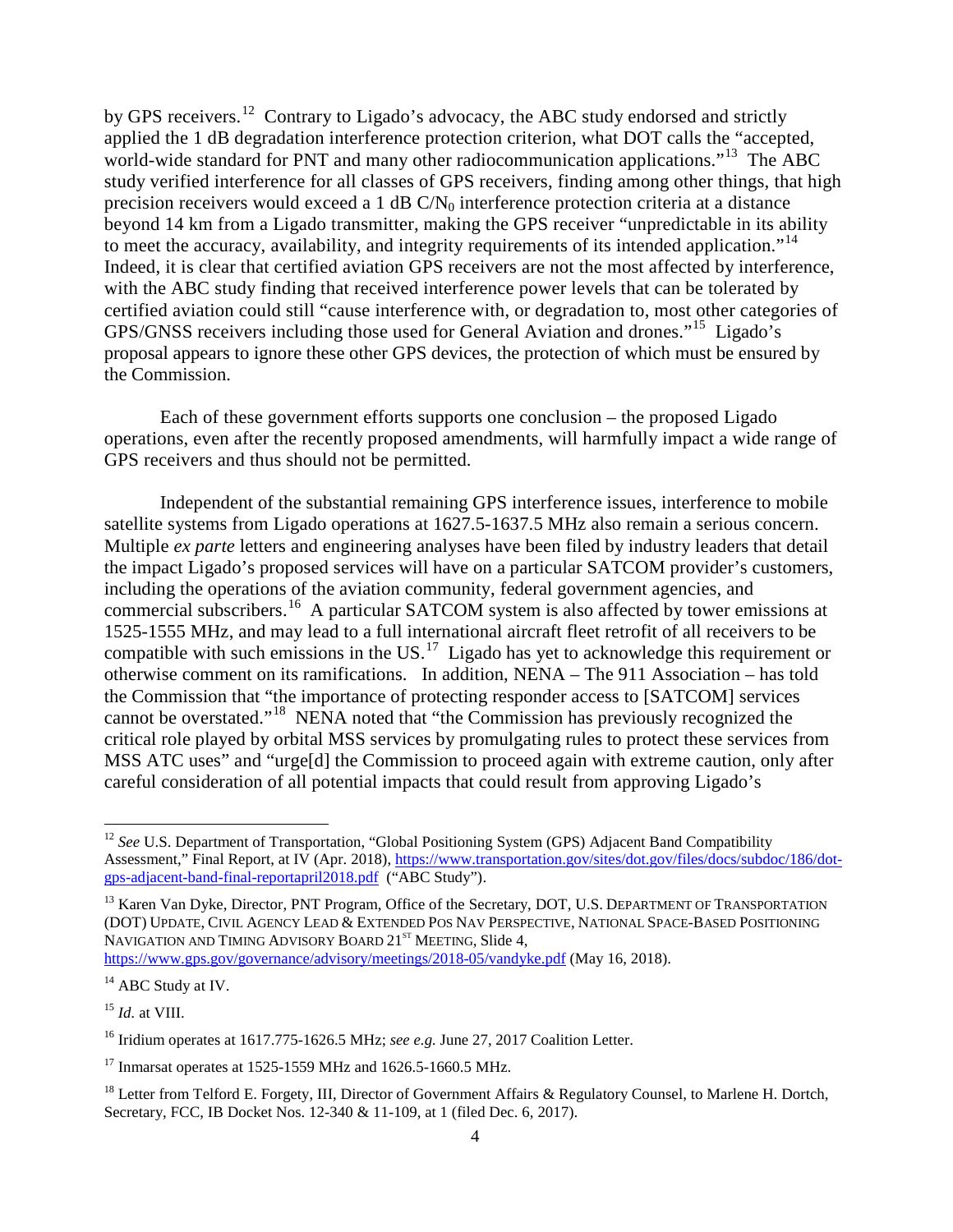by GPS receivers.[12] Contrary to Ligado's advocacy, the ABC study endorsed and strictly applied the 1 dB degradation interference protection criterion, what DOT calls the "accepted, world-wide standard for PNT and many other radiocommunication applications."[13] The ABC study verified interference for all classes of GPS receivers, finding among other things, that high precision receivers would exceed a 1 dB $C/N_0$ interference protection criteria at a distance beyond 14 km from a Ligado transmitter, making the GPS receiver "unpredictable in its ability to meet the accuracy, availability, and integrity requirements of its intended application."[14] Indeed, it is clear that certified aviation GPS receivers are not the most affected by interference, with the ABC study finding that received interference power levels that can be tolerated by certified aviation could still "cause interference with, or degradation to, most other categories of GPS/GNSS receivers including those used for General Aviation and drones."[15] Ligado's proposal appears to ignore these other GPS devices, the protection of which must be ensured by the Commission.

Each of these government efforts supports one conclusion – the proposed Ligado operations, even after the recently proposed amendments, will harmfully impact a wide range of GPS receivers and thus should not be permitted.

Independent of the substantial remaining GPS interference issues, interference to mobile satellite systems from Ligado operations at 1627.5-1637.5 MHz also remain a serious concern. Multiple *ex parte* letters and engineering analyses have been filed by industry leaders that detail the impact Ligado's proposed services will have on a particular SATCOM provider's customers, including the operations of the aviation community, federal government agencies, and commercial subscribers.[16] A particular SATCOM system is also affected by tower emissions at 1525-1555 MHz, and may lead to a full international aircraft fleet retrofit of all receivers to be compatible with such emissions in the US.[17] Ligado has yet to acknowledge this requirement or otherwise comment on its ramifications. In addition, NENA – The 911 Association – has told the Commission that "the importance of protecting responder access to [SATCOM] services cannot be overstated."[18] NENA noted that "the Commission has previously recognized the critical role played by orbital MSS services by promulgating rules to protect these services from MSS ATC uses" and "urge[d] the Commission to proceed again with extreme caution, only after careful consideration of all potential impacts that could result from approving Ligado's

---

[12] *See* U.S. Department of Transportation, "Global Positioning System (GPS) Adjacent Band Compatibility Assessment," Final Report, at IV (Apr. 2018), https://www.transportation.gov/sites/dot.gov/files/docs/subdoc/186/dot-gps-adjacent-band-final-reportapril2018.pdf ("ABC Study").

[13] Karen Van Dyke, Director, PNT Program, Office of the Secretary, DOT, U.S. DEPARTMENT OF TRANSPORTATION (DOT) UPDATE, CIVIL AGENCY LEAD & EXTENDED POS NAV PERSPECTIVE, NATIONAL SPACE-BASED POSITIONING NAVIGATION AND TIMING ADVISORY BOARD 21ST MEETING, Slide 4, https://www.gps.gov/governance/advisory/meetings/2018-05/vandyke.pdf (May 16, 2018).

[14] ABC Study at IV.

[15] *Id.* at VIII.

[16] Iridium operates at 1617.775-1626.5 MHz; *see e.g.* June 27, 2017 Coalition Letter.

[17] Inmarsat operates at 1525-1559 MHz and 1626.5-1660.5 MHz.

[18] Letter from Telford E. Forgety, III, Director of Government Affairs & Regulatory Counsel, to Marlene H. Dortch, Secretary, FCC, IB Docket Nos. 12-340 & 11-109, at 1 (filed Dec. 6, 2017).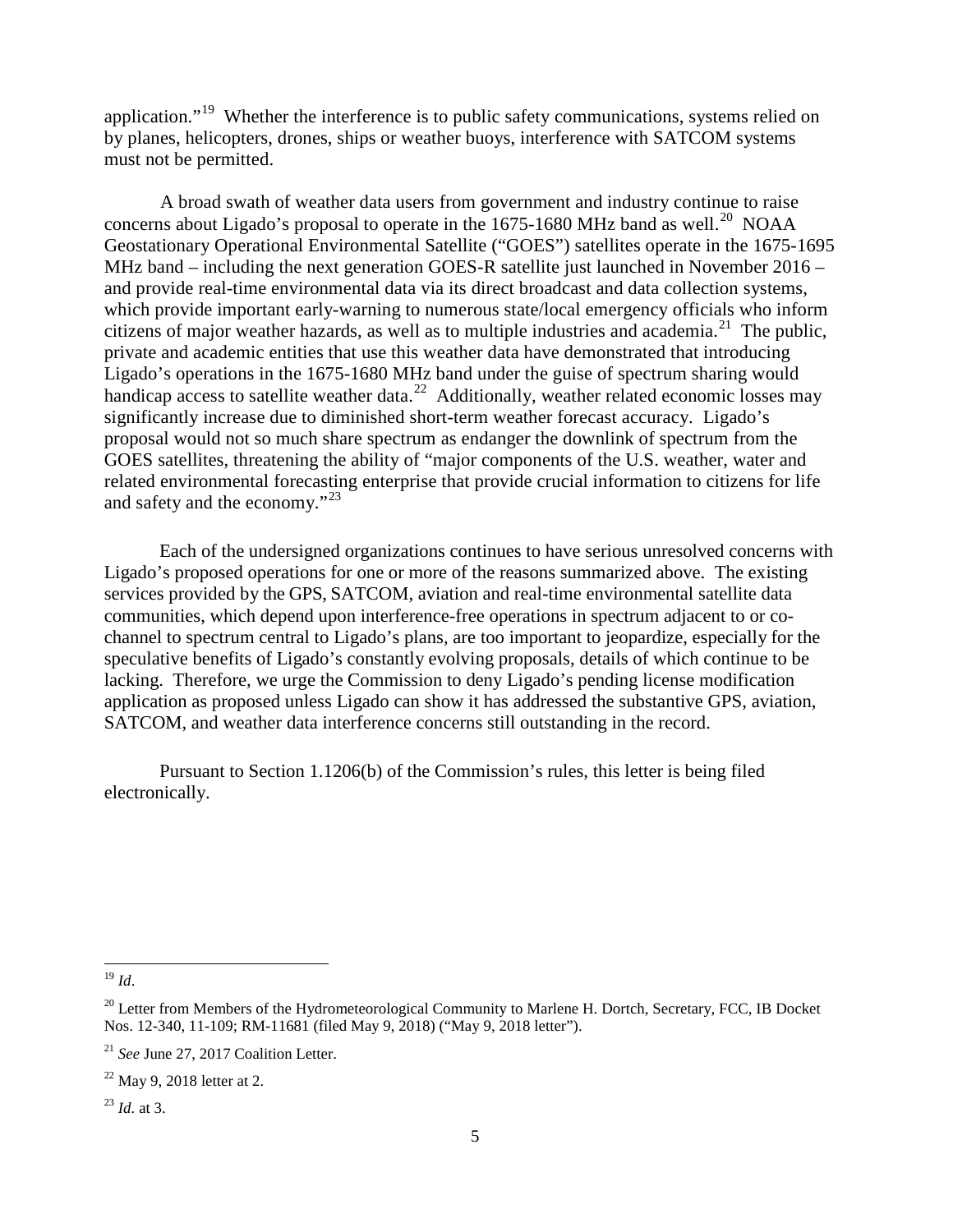application."[19] Whether the interference is to public safety communications, systems relied on by planes, helicopters, drones, ships or weather buoys, interference with SATCOM systems must not be permitted.

A broad swath of weather data users from government and industry continue to raise concerns about Ligado's proposal to operate in the 1675-1680 MHz band as well.[20] NOAA Geostationary Operational Environmental Satellite ("GOES") satellites operate in the 1675-1695 MHz band – including the next generation GOES-R satellite just launched in November 2016 – and provide real-time environmental data via its direct broadcast and data collection systems, which provide important early-warning to numerous state/local emergency officials who inform citizens of major weather hazards, as well as to multiple industries and academia.[21] The public, private and academic entities that use this weather data have demonstrated that introducing Ligado's operations in the 1675-1680 MHz band under the guise of spectrum sharing would handicap access to satellite weather data.[22] Additionally, weather related economic losses may significantly increase due to diminished short-term weather forecast accuracy. Ligado's proposal would not so much share spectrum as endanger the downlink of spectrum from the GOES satellites, threatening the ability of "major components of the U.S. weather, water and related environmental forecasting enterprise that provide crucial information to citizens for life and safety and the economy."[23]

Each of the undersigned organizations continues to have serious unresolved concerns with Ligado's proposed operations for one or more of the reasons summarized above. The existing services provided by the GPS, SATCOM, aviation and real-time environmental satellite data communities, which depend upon interference-free operations in spectrum adjacent to or co-channel to spectrum central to Ligado's plans, are too important to jeopardize, especially for the speculative benefits of Ligado's constantly evolving proposals, details of which continue to be lacking. Therefore, we urge the Commission to deny Ligado's pending license modification application as proposed unless Ligado can show it has addressed the substantive GPS, aviation, SATCOM, and weather data interference concerns still outstanding in the record.

Pursuant to Section 1.1206(b) of the Commission's rules, this letter is being filed electronically.

---

[19] *Id*.

[20] Letter from Members of the Hydrometeorological Community to Marlene H. Dortch, Secretary, FCC, IB Docket Nos. 12-340, 11-109; RM-11681 (filed May 9, 2018) ("May 9, 2018 letter").

[21] *See* June 27, 2017 Coalition Letter.

[22] May 9, 2018 letter at 2.

[23] *Id.* at 3.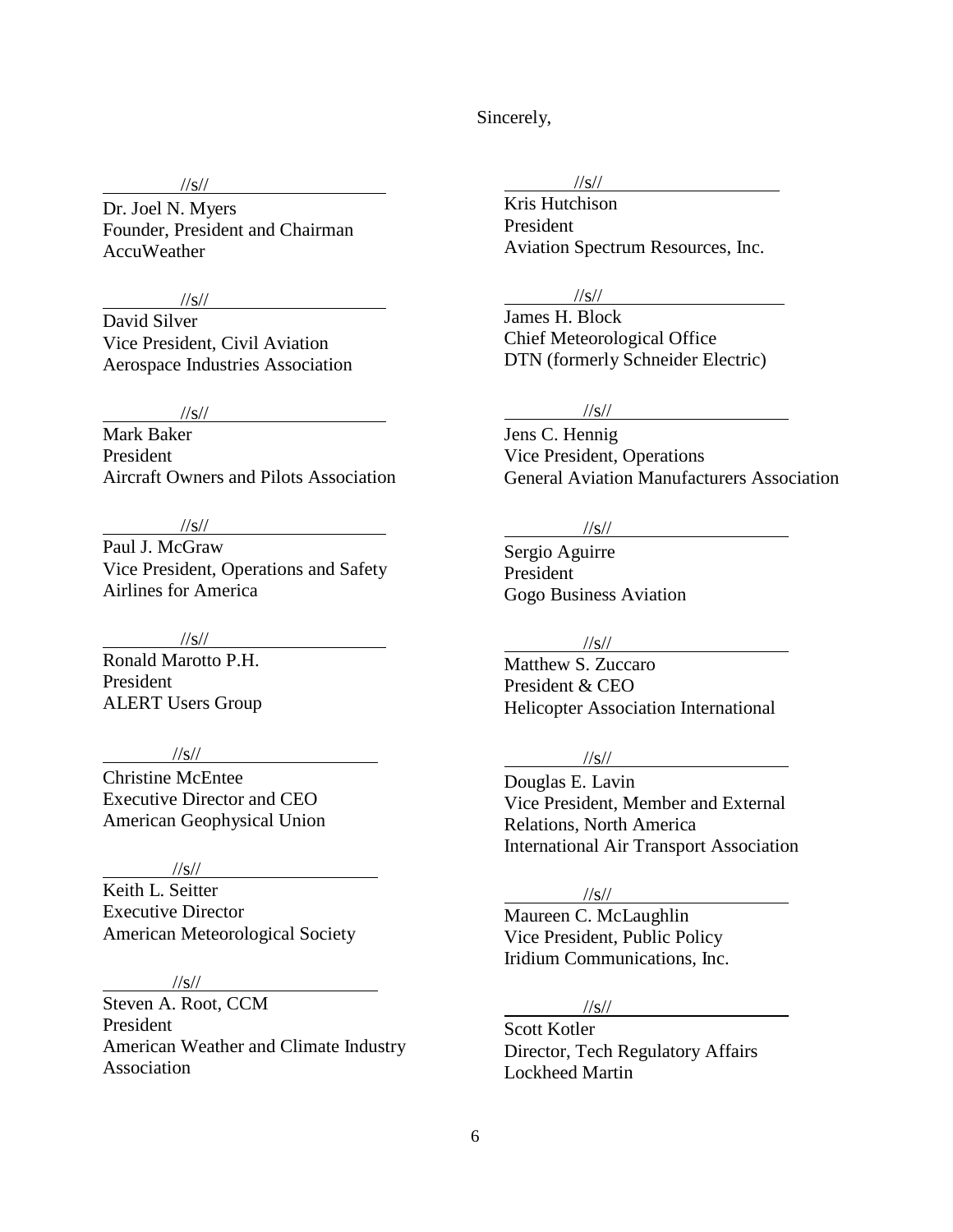Sincerely,

//s//
Dr. Joel N. Myers
Founder, President and Chairman
AccuWeather

//s//
David Silver
Vice President, Civil Aviation
Aerospace Industries Association

//s//
Mark Baker
President
Aircraft Owners and Pilots Association

//s//
Paul J. McGraw
Vice President, Operations and Safety
Airlines for America

//s//
Ronald Marotto P.H.
President
ALERT Users Group

//s//
Christine McEntee
Executive Director and CEO
American Geophysical Union

//s//
Keith L. Seitter
Executive Director
American Meteorological Society

//s//
Steven A. Root, CCM
President
American Weather and Climate Industry Association

//s//
Kris Hutchison
President
Aviation Spectrum Resources, Inc.

//s//
James H. Block
Chief Meteorological Office
DTN (formerly Schneider Electric)

//s//
Jens C. Hennig
Vice President, Operations
General Aviation Manufacturers Association

//s//
Sergio Aguirre
President
Gogo Business Aviation

//s//
Matthew S. Zuccaro
President & CEO
Helicopter Association International

//s//
Douglas E. Lavin
Vice President, Member and External Relations, North America
International Air Transport Association

//s//
Maureen C. McLaughlin
Vice President, Public Policy
Iridium Communications, Inc.

//s//
Scott Kotler
Director, Tech Regulatory Affairs
Lockheed Martin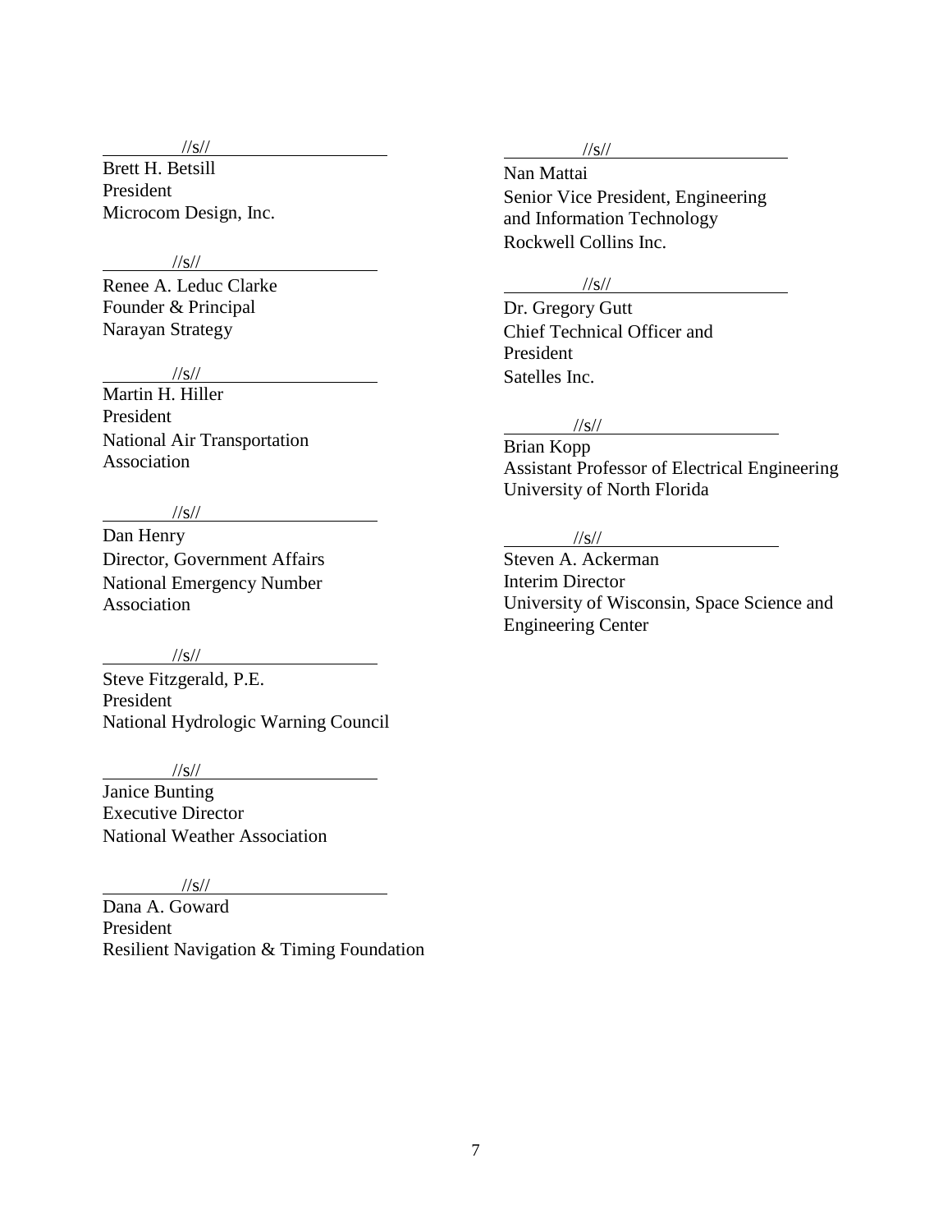//s//

Brett H. Betsill
President
Microcom Design, Inc.

//s//

Renee A. Leduc Clarke
Founder & Principal
Narayan Strategy

//s//

Martin H. Hiller
President
National Air Transportation Association

//s//

Dan Henry
Director, Government Affairs
National Emergency Number Association

//s//

Steve Fitzgerald, P.E.
President
National Hydrologic Warning Council

//s//

Janice Bunting
Executive Director
National Weather Association

//s//

Dana A. Goward
President
Resilient Navigation & Timing Foundation

//s//

Nan Mattai
Senior Vice President, Engineering and Information Technology
Rockwell Collins Inc.

//s//

Dr. Gregory Gutt
Chief Technical Officer and President
Satelles Inc.

//s//

Brian Kopp
Assistant Professor of Electrical Engineering
University of North Florida

//s//

Steven A. Ackerman
Interim Director
University of Wisconsin, Space Science and Engineering Center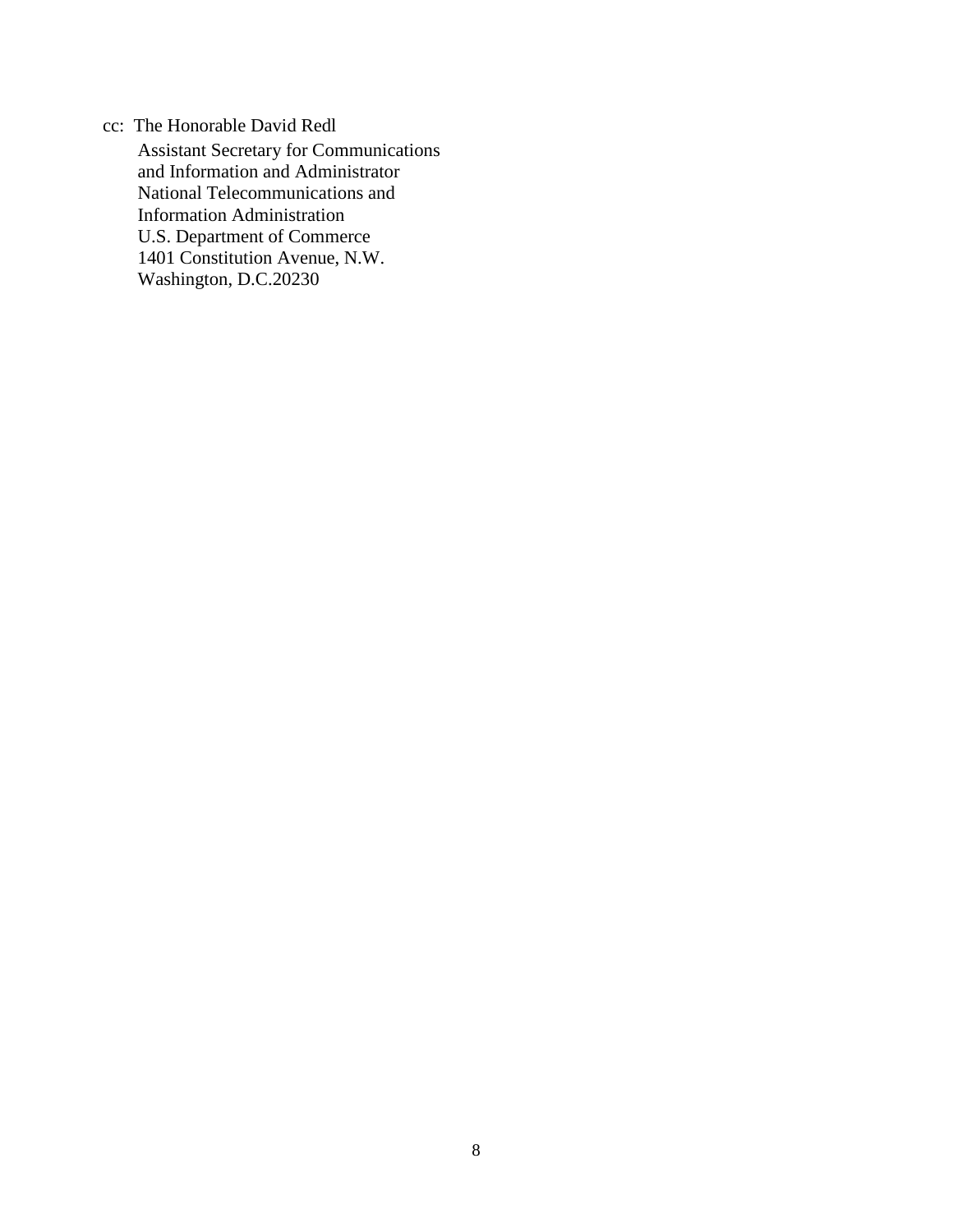cc: The Honorable David Redl
Assistant Secretary for Communications
and Information and Administrator
National Telecommunications and
Information Administration
U.S. Department of Commerce
1401 Constitution Avenue, N.W.
Washington, D.C.20230